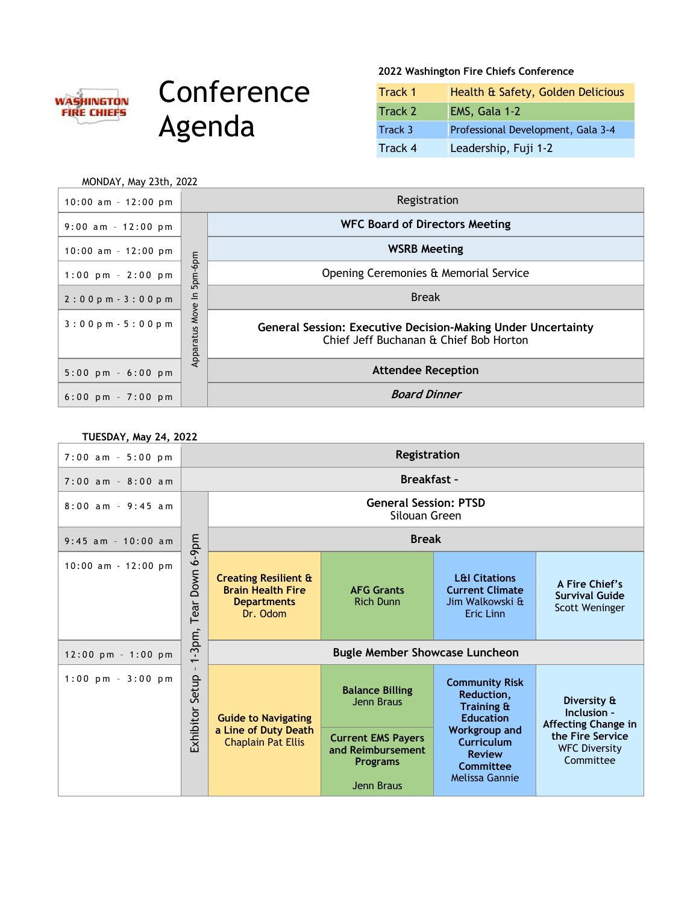WASHINGTON FIRE CHIEFS

# Conference Agenda

**2022 Washington Fire Chiefs Conference**

| Track | Topic / Location |
|---|---|
| Track 1 | Health & Safety, Golden Delicious |
| Track 2 | EMS, Gala 1-2 |
| Track 3 | Professional Development, Gala 3-4 |
| Track 4 | Leadership, Fuji 1-2 |

## MONDAY, May 23th, 2022

| Time | | Event |
|---|---|---|
| 10:00 am - 12:00 pm | | Registration |
| 9:00 am - 12:00 pm | Apparatus Move In 5pm-6pm | **WFC Board of Directors Meeting** |
| 10:00 am - 12:00 pm | | **WSRB Meeting** |
| 1:00 pm - 2:00 pm | | Opening Ceremonies & Memorial Service |
| 2:00 pm - 3:00 pm | | Break |
| 3:00 pm - 5:00 pm | | **General Session: Executive Decision-Making Under Uncertainty** Chief Jeff Buchanan & Chief Bob Horton |
| 5:00 pm - 6:00 pm | | **Attendee Reception** |
| 6:00 pm - 7:00 pm | | ***Board Dinner*** |

## TUESDAY, May 24, 2022

| Time | | Track 1 | Track 2 | Track 3 | Track 4 |
|---|---|---|---|---|---|
| 7:00 am - 5:00 pm | | **Registration** | | | |
| 7:00 am - 8:00 am | | **Breakfast -** | | | |
| 8:00 am - 9:45 am | Exhibitor Setup - 1-3pm, Tear Down 6-9pm | **General Session: PTSD** Silouan Green | | | |
| 9:45 am - 10:00 am | | **Break** | | | |
| 10:00 am - 12:00 pm | | **Creating Resilient & Brain Health Fire Departments** Dr. Odom | **AFG Grants** Rich Dunn | **L&I Citations Current Climate** Jim Walkowski & Eric Linn | **A Fire Chief's Survival Guide** Scott Weninger |
| 12:00 pm - 1:00 pm | | **Bugle Member Showcase Luncheon** | | | |
| 1:00 pm - 3:00 pm | | **Guide to Navigating a Line of Duty Death** Chaplain Pat Ellis | **Balance Billing** Jenn Braus<br>**Current EMS Payers and Reimbursement Programs** Jenn Braus | **Community Risk Reduction, Training & Education Workgroup and Curriculum Review Committee** Melissa Gannie | **Diversity & Inclusion - Affecting Change in the Fire Service** WFC Diversity Committee |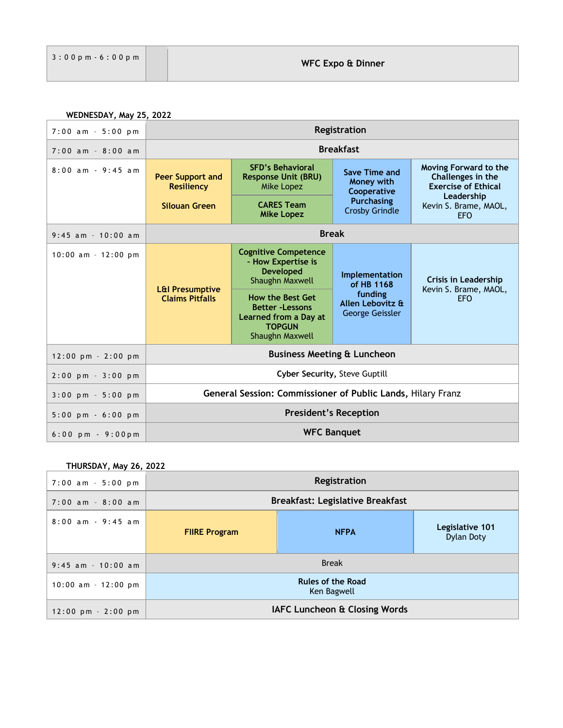| | |
|---|---|
| 3:00pm-6:00pm | WFC Expo & Dinner |

**WEDNESDAY, May 25, 2022**

| | | | | |
|---|---|---|---|---|
| 7:00 am - 5:00 pm | Registration | | | |
| 7:00 am - 8:00 am | Breakfast | | | |
| 8:00 am - 9:45 am | **Peer Support and Resiliency**<br><br>**Silouan Green** | **SFD's Behavioral Response Unit (BRU)** Mike Lopez<br><br>**CARES Team** **Mike Lopez** | **Save Time and Money with Cooperative Purchasing** Crosby Grindle | **Moving Forward to the Challenges in the Exercise of Ethical Leadership** Kevin S. Brame, MAOL, EFO |
| 9:45 am - 10:00 am | Break | | | |
| 10:00 am - 12:00 pm | **L&I Presumptive Claims Pitfalls** | **Cognitive Competence - How Expertise is Developed** Shaughn Maxwell<br><br>**How the Best Get Better -Lessons Learned from a Day at TOPGUN** Shaughn Maxwell | **Implementation of HB 1168 funding Allen Lebovitz &** George Geissler | **Crisis in Leadership** Kevin S. Brame, MAOL, EFO |
| 12:00 pm - 2:00 pm | Business Meeting & Luncheon | | | |
| 2:00 pm - 3:00 pm | **Cyber Security,** Steve Guptill | | | |
| 3:00 pm - 5:00 pm | **General Session: Commissioner of Public Lands,** Hilary Franz | | | |
| 5:00 pm - 6:00 pm | President's Reception | | | |
| 6:00 pm - 9:00pm | WFC Banquet | | | |

**THURSDAY, May 26, 2022**

| | | | |
|---|---|---|---|
| 7:00 am - 5:00 pm | Registration | | |
| 7:00 am - 8:00 am | Breakfast: Legislative Breakfast | | |
| 8:00 am - 9:45 am | **FIIRE Program** | **NFPA** | **Legislative 101** Dylan Doty |
| 9:45 am - 10:00 am | Break | | |
| 10:00 am - 12:00 pm | **Rules of the Road** Ken Bagwell | | |
| 12:00 pm - 2:00 pm | IAFC Luncheon & Closing Words | | |